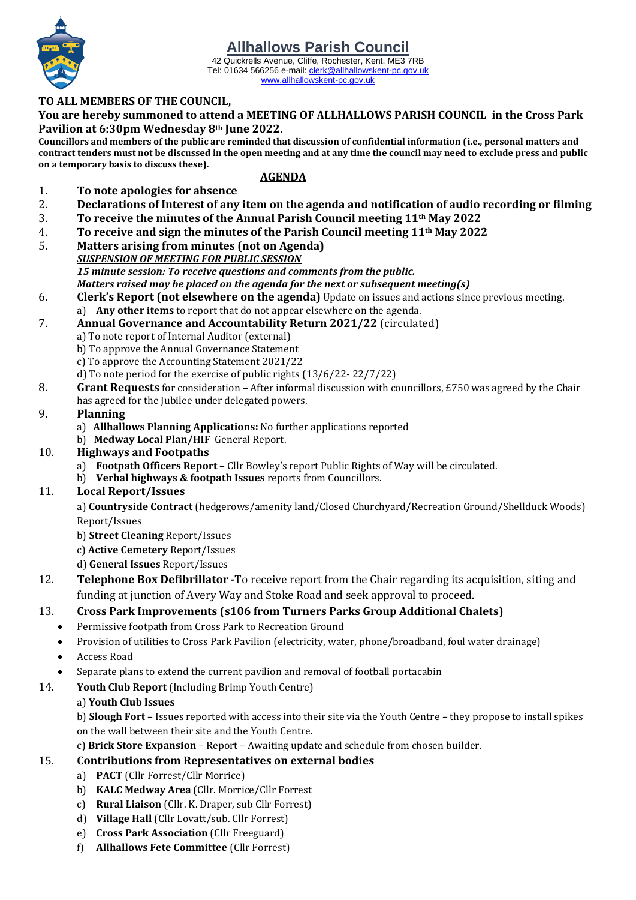# Allhallows Parish Council

42 Quickrells Avenue, Cliffe, Rochester, Kent. ME3 7RB
Tel: 01634 566256 e-mail: clerk@allhallowskent-pc.gov.uk
www.allhallowskent-pc.gov.uk

**TO ALL MEMBERS OF THE COUNCIL,**

**You are hereby summoned to attend a MEETING OF ALLHALLOWS PARISH COUNCIL in the Cross Park Pavilion at 6:30pm Wednesday 8th June 2022.**

**Councillors and members of the public are reminded that discussion of confidential information (i.e., personal matters and contract tenders must not be discussed in the open meeting and at any time the council may need to exclude press and public on a temporary basis to discuss these).**

## AGENDA

1. **To note apologies for absence**
2. **Declarations of Interest of any item on the agenda and notification of audio recording or filming**
3. **To receive the minutes of the Annual Parish Council meeting 11th May 2022**
4. **To receive and sign the minutes of the Parish Council meeting 11th May 2022**
5. **Matters arising from minutes (not on Agenda)**

   ***SUSPENSION OF MEETING FOR PUBLIC SESSION***

   ***15 minute session: To receive questions and comments from the public.***

   ***Matters raised may be placed on the agenda for the next or subsequent meeting(s)***
6. **Clerk's Report (not elsewhere on the agenda)** Update on issues and actions since previous meeting.
   a) **Any other items** to report that do not appear elsewhere on the agenda.
7. **Annual Governance and Accountability Return 2021/22** (circulated)
   a) To note report of Internal Auditor (external)
   b) To approve the Annual Governance Statement
   c) To approve the Accounting Statement 2021/22
   d) To note period for the exercise of public rights (13/6/22- 22/7/22)
8. **Grant Requests** for consideration – After informal discussion with councillors, £750 was agreed by the Chair has agreed for the Jubilee under delegated powers.
9. **Planning**
   a) **Allhallows Planning Applications:** No further applications reported
   b) **Medway Local Plan/HIF** General Report.
10. **Highways and Footpaths**
    a) **Footpath Officers Report** – Cllr Bowley's report Public Rights of Way will be circulated.
    b) **Verbal highways & footpath Issues** reports from Councillors.
11. **Local Report/Issues**
    a) **Countryside Contract** (hedgerows/amenity land/Closed Churchyard/Recreation Ground/Shellduck Woods) Report/Issues
    b) **Street Cleaning** Report/Issues
    c) **Active Cemetery** Report/Issues
    d) **General Issues** Report/Issues
12. **Telephone Box Defibrillator -**To receive report from the Chair regarding its acquisition, siting and funding at junction of Avery Way and Stoke Road and seek approval to proceed.
13. **Cross Park Improvements (s106 from Turners Parks Group Additional Chalets)**
    - Permissive footpath from Cross Park to Recreation Ground
    - Provision of utilities to Cross Park Pavilion (electricity, water, phone/broadband, foul water drainage)
    - Access Road
    - Separate plans to extend the current pavilion and removal of football portacabin
14. **Youth Club Report** (Including Brimp Youth Centre)
    a) **Youth Club Issues**
    b) **Slough Fort** – Issues reported with access into their site via the Youth Centre – they propose to install spikes on the wall between their site and the Youth Centre.
    c) **Brick Store Expansion** – Report – Awaiting update and schedule from chosen builder.
15. **Contributions from Representatives on external bodies**
    a) **PACT** (Cllr Forrest/Cllr Morrice)
    b) **KALC Medway Area** (Cllr. Morrice/Cllr Forrest
    c) **Rural Liaison** (Cllr. K. Draper, sub Cllr Forrest)
    d) **Village Hall** (Cllr Lovatt/sub. Cllr Forrest)
    e) **Cross Park Association** (Cllr Freeguard)
    f) **Allhallows Fete Committee** (Cllr Forrest)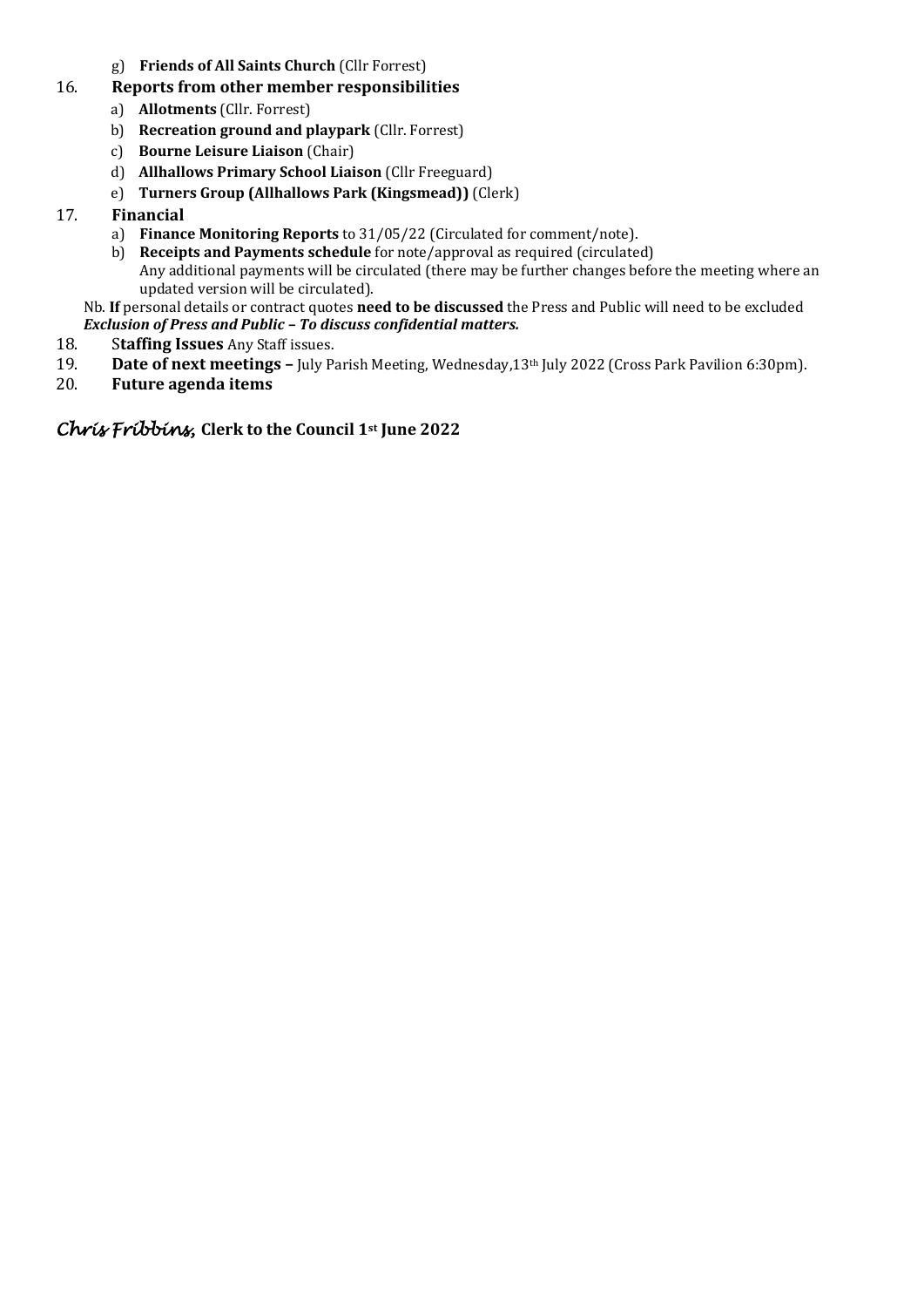g) **Friends of All Saints Church** (Cllr Forrest)

16. **Reports from other member responsibilities**
    a) **Allotments** (Cllr. Forrest)
    b) **Recreation ground and playpark** (Cllr. Forrest)
    c) **Bourne Leisure Liaison** (Chair)
    d) **Allhallows Primary School Liaison** (Cllr Freeguard)
    e) **Turners Group (Allhallows Park (Kingsmead))** (Clerk)

17. **Financial**
    a) **Finance Monitoring Reports** to 31/05/22 (Circulated for comment/note).
    b) **Receipts and Payments schedule** for note/approval as required (circulated)
       Any additional payments will be circulated (there may be further changes before the meeting where an updated version will be circulated).

Nb. **If** personal details or contract quotes **need to be discussed** the Press and Public will need to be excluded
***Exclusion of Press and Public – To discuss confidential matters.***

18. S**taffing Issues** Any Staff issues.
19. **Date of next meetings –** July Parish Meeting, Wednesday,13th July 2022 (Cross Park Pavilion 6:30pm).
20. **Future agenda items**

*Chris Fribbins,* **Clerk to the Council 1st June 2022**